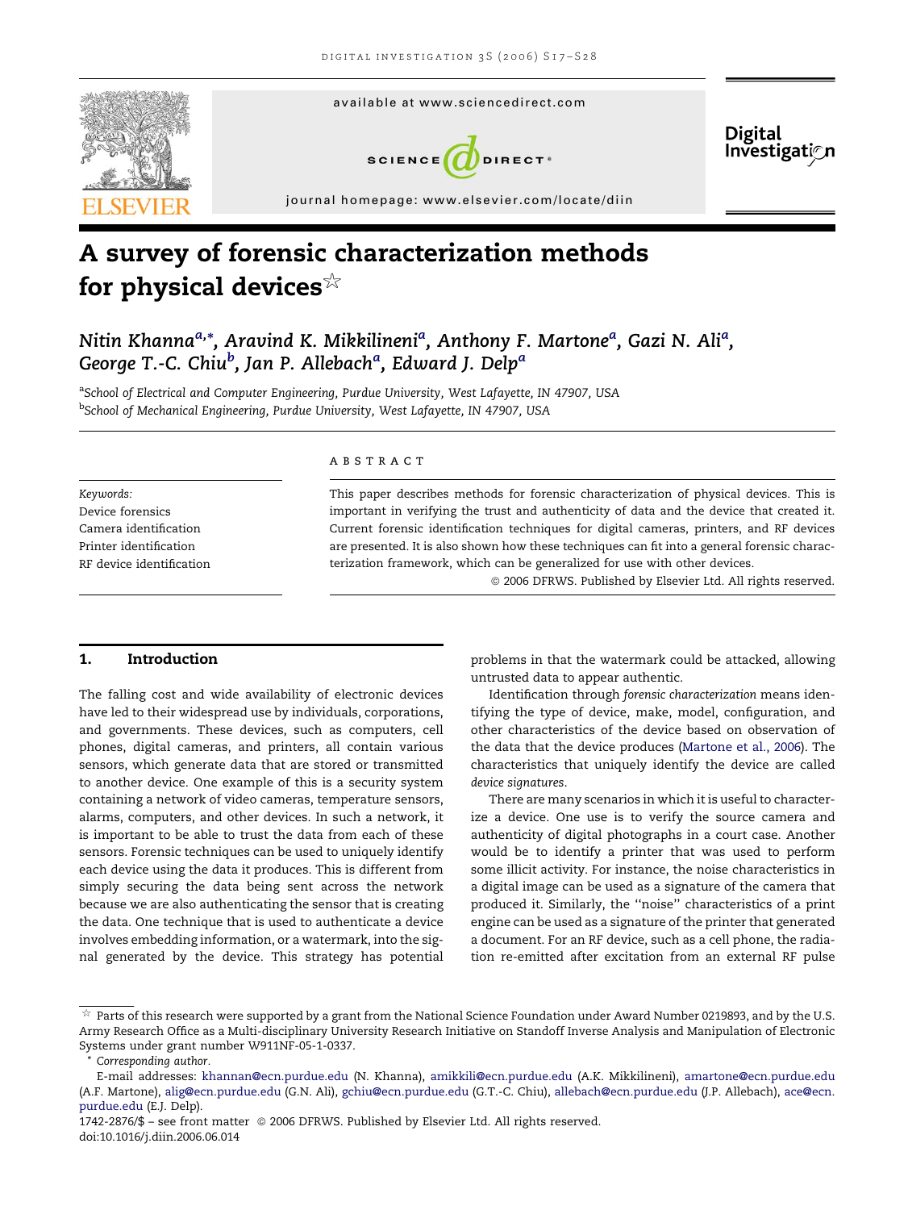# A survey of forensic characterization methods for physical devices☆

*Nitin Khanna[a,*], Aravind K. Mikkilineni[a], Anthony F. Martone[a], Gazi N. Ali[a], George T.-C. Chiu[b], Jan P. Allebach[a], Edward J. Delp[a]*

[a]School of Electrical and Computer Engineering, Purdue University, West Lafayette, IN 47907, USA
[b]School of Mechanical Engineering, Purdue University, West Lafayette, IN 47907, USA

## ABSTRACT

*Keywords:*
Device forensics
Camera identification
Printer identification
RF device identification

This paper describes methods for forensic characterization of physical devices. This is important in verifying the trust and authenticity of data and the device that created it. Current forensic identification techniques for digital cameras, printers, and RF devices are presented. It is also shown how these techniques can fit into a general forensic characterization framework, which can be generalized for use with other devices.

© 2006 DFRWS. Published by Elsevier Ltd. All rights reserved.

## 1. Introduction

The falling cost and wide availability of electronic devices have led to their widespread use by individuals, corporations, and governments. These devices, such as computers, cell phones, digital cameras, and printers, all contain various sensors, which generate data that are stored or transmitted to another device. One example of this is a security system containing a network of video cameras, temperature sensors, alarms, computers, and other devices. In such a network, it is important to be able to trust the data from each of these sensors. Forensic techniques can be used to uniquely identify each device using the data it produces. This is different from simply securing the data being sent across the network because we are also authenticating the sensor that is creating the data. One technique that is used to authenticate a device involves embedding information, or a watermark, into the signal generated by the device. This strategy has potential problems in that the watermark could be attacked, allowing untrusted data to appear authentic.

Identification through *forensic characterization* means identifying the type of device, make, model, configuration, and other characteristics of the device based on observation of the data that the device produces (Martone et al., 2006). The characteristics that uniquely identify the device are called *device signatures*.

There are many scenarios in which it is useful to characterize a device. One use is to verify the source camera and authenticity of digital photographs in a court case. Another would be to identify a printer that was used to perform some illicit activity. For instance, the noise characteristics in a digital image can be used as a signature of the camera that produced it. Similarly, the "noise" characteristics of a print engine can be used as a signature of the printer that generated a document. For an RF device, such as a cell phone, the radiation re-emitted after excitation from an external RF pulse

☆ Parts of this research were supported by a grant from the National Science Foundation under Award Number 0219893, and by the U.S. Army Research Office as a Multi-disciplinary University Research Initiative on Standoff Inverse Analysis and Manipulation of Electronic Systems under grant number W911NF-05-1-0337.

\* *Corresponding author.*

E-mail addresses: khannan@ecn.purdue.edu (N. Khanna), amikkili@ecn.purdue.edu (A.K. Mikkilineni), amartone@ecn.purdue.edu (A.F. Martone), alig@ecn.purdue.edu (G.N. Ali), gchiu@ecn.purdue.edu (G.T.-C. Chiu), allebach@ecn.purdue.edu (J.P. Allebach), ace@ecn.purdue.edu (E.J. Delp).

1742-2876/$ – see front matter © 2006 DFRWS. Published by Elsevier Ltd. All rights reserved.
doi:10.1016/j.diin.2006.06.014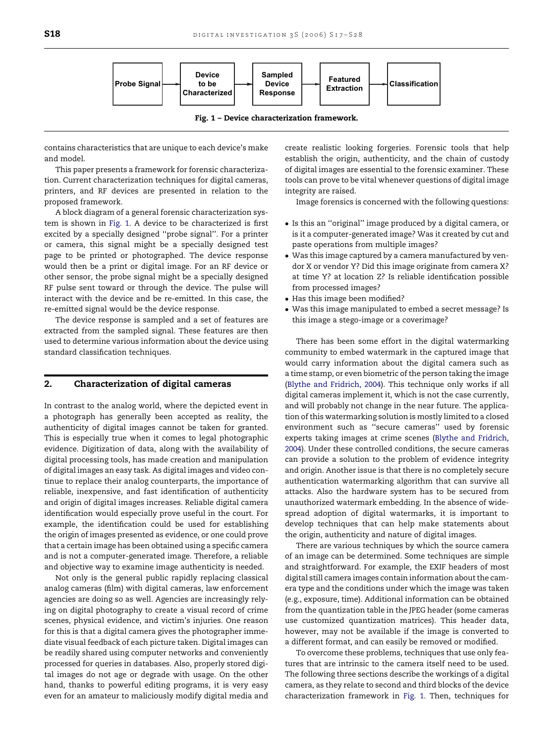Probe Signal → Device to be Characterized → Sampled Device Response → Featured Extraction → Classification

**Fig. 1 – Device characterization framework.**

contains characteristics that are unique to each device's make and model.

This paper presents a framework for forensic characterization. Current characterization techniques for digital cameras, printers, and RF devices are presented in relation to the proposed framework.

A block diagram of a general forensic characterization system is shown in Fig. 1. A device to be characterized is first excited by a specially designed ''probe signal''. For a printer or camera, this signal might be a specially designed test page to be printed or photographed. The device response would then be a print or digital image. For an RF device or other sensor, the probe signal might be a specially designed RF pulse sent toward or through the device. The pulse will interact with the device and be re-emitted. In this case, the re-emitted signal would be the device response.

The device response is sampled and a set of features are extracted from the sampled signal. These features are then used to determine various information about the device using standard classification techniques.

## 2. Characterization of digital cameras

In contrast to the analog world, where the depicted event in a photograph has generally been accepted as reality, the authenticity of digital images cannot be taken for granted. This is especially true when it comes to legal photographic evidence. Digitization of data, along with the availability of digital processing tools, has made creation and manipulation of digital images an easy task. As digital images and video continue to replace their analog counterparts, the importance of reliable, inexpensive, and fast identification of authenticity and origin of digital images increases. Reliable digital camera identification would especially prove useful in the court. For example, the identification could be used for establishing the origin of images presented as evidence, or one could prove that a certain image has been obtained using a specific camera and is not a computer-generated image. Therefore, a reliable and objective way to examine image authenticity is needed.

Not only is the general public rapidly replacing classical analog cameras (film) with digital cameras, law enforcement agencies are doing so as well. Agencies are increasingly relying on digital photography to create a visual record of crime scenes, physical evidence, and victim's injuries. One reason for this is that a digital camera gives the photographer immediate visual feedback of each picture taken. Digital images can be readily shared using computer networks and conveniently processed for queries in databases. Also, properly stored digital images do not age or degrade with usage. On the other hand, thanks to powerful editing programs, it is very easy even for an amateur to maliciously modify digital media and create realistic looking forgeries. Forensic tools that help establish the origin, authenticity, and the chain of custody of digital images are essential to the forensic examiner. These tools can prove to be vital whenever questions of digital image integrity are raised.

Image forensics is concerned with the following questions:

- Is this an ''original'' image produced by a digital camera, or is it a computer-generated image? Was it created by cut and paste operations from multiple images?
- Was this image captured by a camera manufactured by vendor X or vendor Y? Did this image originate from camera X? at time Y? at location Z? Is reliable identification possible from processed images?
- Has this image been modified?
- Was this image manipulated to embed a secret message? Is this image a stego-image or a coverimage?

There has been some effort in the digital watermarking community to embed watermark in the captured image that would carry information about the digital camera such as a time stamp, or even biometric of the person taking the image (Blythe and Fridrich, 2004). This technique only works if all digital cameras implement it, which is not the case currently, and will probably not change in the near future. The application of this watermarking solution is mostly limited to a closed environment such as ''secure cameras'' used by forensic experts taking images at crime scenes (Blythe and Fridrich, 2004). Under these controlled conditions, the secure cameras can provide a solution to the problem of evidence integrity and origin. Another issue is that there is no completely secure authentication watermarking algorithm that can survive all attacks. Also the hardware system has to be secured from unauthorized watermark embedding. In the absence of widespread adoption of digital watermarks, it is important to develop techniques that can help make statements about the origin, authenticity and nature of digital images.

There are various techniques by which the source camera of an image can be determined. Some techniques are simple and straightforward. For example, the EXIF headers of most digital still camera images contain information about the camera type and the conditions under which the image was taken (e.g., exposure, time). Additional information can be obtained from the quantization table in the JPEG header (some cameras use customized quantization matrices). This header data, however, may not be available if the image is converted to a different format, and can easily be removed or modified.

To overcome these problems, techniques that use only features that are intrinsic to the camera itself need to be used. The following three sections describe the workings of a digital camera, as they relate to second and third blocks of the device characterization framework in Fig. 1. Then, techniques for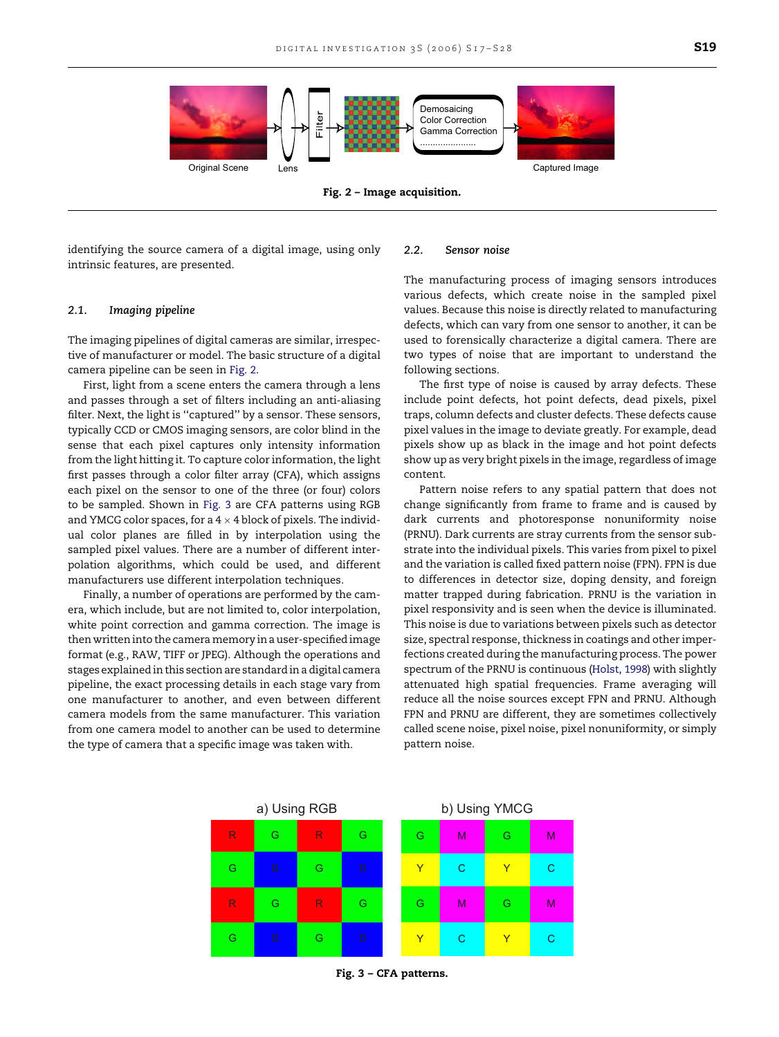Original Scene

Lens

Filter

Demosaicing
Color Correction
Gamma Correction
......................

Captured Image

**Fig. 2 – Image acquisition.**

identifying the source camera of a digital image, using only intrinsic features, are presented.

### 2.1. Imaging pipeline

The imaging pipelines of digital cameras are similar, irrespective of manufacturer or model. The basic structure of a digital camera pipeline can be seen in Fig. 2.

First, light from a scene enters the camera through a lens and passes through a set of filters including an anti-aliasing filter. Next, the light is "captured" by a sensor. These sensors, typically CCD or CMOS imaging sensors, are color blind in the sense that each pixel captures only intensity information from the light hitting it. To capture color information, the light first passes through a color filter array (CFA), which assigns each pixel on the sensor to one of the three (or four) colors to be sampled. Shown in Fig. 3 are CFA patterns using RGB and YMCG color spaces, for a $4 \times 4$ block of pixels. The individual color planes are filled in by interpolation using the sampled pixel values. There are a number of different interpolation algorithms, which could be used, and different manufacturers use different interpolation techniques.

Finally, a number of operations are performed by the camera, which include, but are not limited to, color interpolation, white point correction and gamma correction. The image is then written into the camera memory in a user-specified image format (e.g., RAW, TIFF or JPEG). Although the operations and stages explained in this section are standard in a digital camera pipeline, the exact processing details in each stage vary from one manufacturer to another, and even between different camera models from the same manufacturer. This variation from one camera model to another can be used to determine the type of camera that a specific image was taken with.

### 2.2. Sensor noise

The manufacturing process of imaging sensors introduces various defects, which create noise in the sampled pixel values. Because this noise is directly related to manufacturing defects, which can vary from one sensor to another, it can be used to forensically characterize a digital camera. There are two types of noise that are important to understand the following sections.

The first type of noise is caused by array defects. These include point defects, hot point defects, dead pixels, pixel traps, column defects and cluster defects. These defects cause pixel values in the image to deviate greatly. For example, dead pixels show up as black in the image and hot point defects show up as very bright pixels in the image, regardless of image content.

Pattern noise refers to any spatial pattern that does not change significantly from frame to frame and is caused by dark currents and photoresponse nonuniformity noise (PRNU). Dark currents are stray currents from the sensor substrate into the individual pixels. This varies from pixel to pixel and the variation is called fixed pattern noise (FPN). FPN is due to differences in detector size, doping density, and foreign matter trapped during fabrication. PRNU is the variation in pixel responsivity and is seen when the device is illuminated. This noise is due to variations between pixels such as detector size, spectral response, thickness in coatings and other imperfections created during the manufacturing process. The power spectrum of the PRNU is continuous (Holst, 1998) with slightly attenuated high spatial frequencies. Frame averaging will reduce all the noise sources except FPN and PRNU. Although FPN and PRNU are different, they are sometimes collectively called scene noise, pixel noise, pixel nonuniformity, or simply pattern noise.

a) Using RGB

| | | | |
|---|---|---|---|
| R | G | R | G |
| G | B | G | B |
| R | G | R | G |
| G | B | G | B |

b) Using YMCG

| | | | |
|---|---|---|---|
| G | M | G | M |
| Y | C | Y | C |
| G | M | G | M |
| Y | C | Y | C |

**Fig. 3 – CFA patterns.**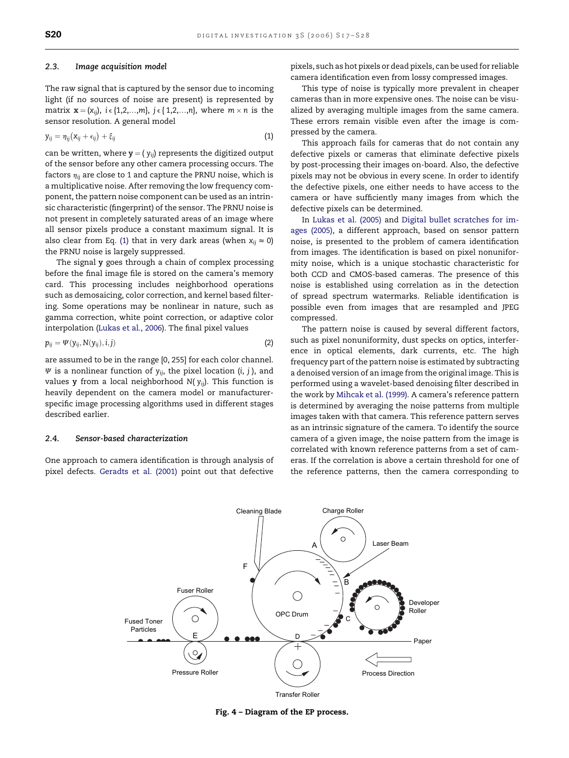### 2.3. Image acquisition model

The raw signal that is captured by the sensor due to incoming light (if no sources of noise are present) is represented by matrix $\mathbf{x} = (x_{ij})$, $i \in \{1,2,\ldots,m\}$, $j \in \{1,2,\ldots,n\}$, where $m \times n$ is the sensor resolution. A general model

$$y_{ij} = \eta_{ij}(x_{ij} + \epsilon_{ij}) + \xi_{ij} \tag{1}$$

can be written, where $\mathbf{y} = (y_{ij})$ represents the digitized output of the sensor before any other camera processing occurs. The factors $\eta_{ij}$ are close to 1 and capture the PRNU noise, which is a multiplicative noise. After removing the low frequency component, the pattern noise component can be used as an intrinsic characteristic (fingerprint) of the sensor. The PRNU noise is not present in completely saturated areas of an image where all sensor pixels produce a constant maximum signal. It is also clear from Eq. (1) that in very dark areas (when $x_{ij} \approx 0$) the PRNU noise is largely suppressed.

The signal $\mathbf{y}$ goes through a chain of complex processing before the final image file is stored on the camera's memory card. This processing includes neighborhood operations such as demosaicing, color correction, and kernel based filtering. Some operations may be nonlinear in nature, such as gamma correction, white point correction, or adaptive color interpolation (Lukas et al., 2006). The final pixel values

$$p_{ij} = \Psi(y_{ij}, N(y_{ij}), i, j) \tag{2}$$

are assumed to be in the range [0, 255] for each color channel. $\Psi$ is a nonlinear function of $y_{ij}$, the pixel location $(i, j)$, and values $\mathbf{y}$ from a local neighborhood $N(y_{ij})$. This function is heavily dependent on the camera model or manufacturer-specific image processing algorithms used in different stages described earlier.

### 2.4. Sensor-based characterization

One approach to camera identification is through analysis of pixel defects. Geradts et al. (2001) point out that defective pixels, such as hot pixels or dead pixels, can be used for reliable camera identification even from lossy compressed images.

This type of noise is typically more prevalent in cheaper cameras than in more expensive ones. The noise can be visualized by averaging multiple images from the same camera. These errors remain visible even after the image is compressed by the camera.

This approach fails for cameras that do not contain any defective pixels or cameras that eliminate defective pixels by post-processing their images on-board. Also, the defective pixels may not be obvious in every scene. In order to identify the defective pixels, one either needs to have access to the camera or have sufficiently many images from which the defective pixels can be determined.

In Lukas et al. (2005) and Digital bullet scratches for images (2005), a different approach, based on sensor pattern noise, is presented to the problem of camera identification from images. The identification is based on pixel nonuniformity noise, which is a unique stochastic characteristic for both CCD and CMOS-based cameras. The presence of this noise is established using correlation as in the detection of spread spectrum watermarks. Reliable identification is possible even from images that are resampled and JPEG compressed.

The pattern noise is caused by several different factors, such as pixel nonuniformity, dust specks on optics, interference in optical elements, dark currents, etc. The high frequency part of the pattern noise is estimated by subtracting a denoised version of an image from the original image. This is performed using a wavelet-based denoising filter described in the work by Mihcak et al. (1999). A camera's reference pattern is determined by averaging the noise patterns from multiple images taken with that camera. This reference pattern serves as an intrinsic signature of the camera. To identify the source camera of a given image, the noise pattern from the image is correlated with known reference patterns from a set of cameras. If the correlation is above a certain threshold for one of the reference patterns, then the camera corresponding to

**Fig. 4 – Diagram of the EP process.**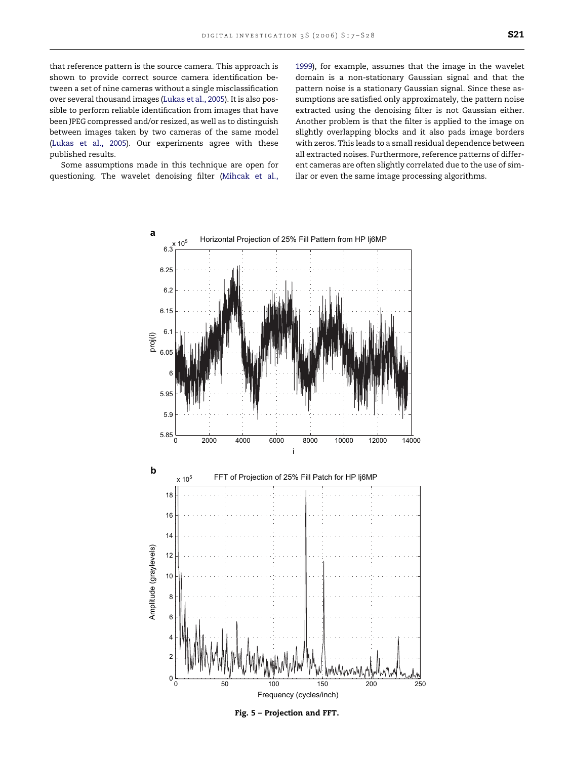that reference pattern is the source camera. This approach is shown to provide correct source camera identification between a set of nine cameras without a single misclassification over several thousand images (Lukas et al., 2005). It is also possible to perform reliable identification from images that have been JPEG compressed and/or resized, as well as to distinguish between images taken by two cameras of the same model (Lukas et al., 2005). Our experiments agree with these published results.

Some assumptions made in this technique are open for questioning. The wavelet denoising filter (Mihcak et al., 1999), for example, assumes that the image in the wavelet domain is a non-stationary Gaussian signal and that the pattern noise is a stationary Gaussian signal. Since these assumptions are satisfied only approximately, the pattern noise extracted using the denoising filter is not Gaussian either. Another problem is that the filter is applied to the image on slightly overlapping blocks and it also pads image borders with zeros. This leads to a small residual dependence between all extracted noises. Furthermore, reference patterns of different cameras are often slightly correlated due to the use of similar or even the same image processing algorithms.

**Fig. 5 – Projection and FFT.**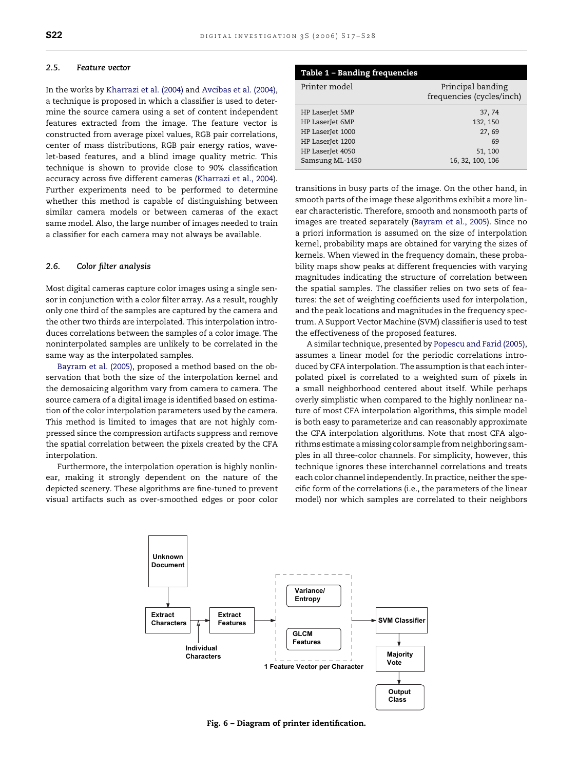### 2.5. *Feature vector*

In the works by Kharrazi et al. (2004) and Avcibas et al. (2004), a technique is proposed in which a classifier is used to determine the source camera using a set of content independent features extracted from the image. The feature vector is constructed from average pixel values, RGB pair correlations, center of mass distributions, RGB pair energy ratios, wavelet-based features, and a blind image quality metric. This technique is shown to provide close to 90% classification accuracy across five different cameras (Kharrazi et al., 2004). Further experiments need to be performed to determine whether this method is capable of distinguishing between similar camera models or between cameras of the exact same model. Also, the large number of images needed to train a classifier for each camera may not always be available.

### 2.6. *Color filter analysis*

Most digital cameras capture color images using a single sensor in conjunction with a color filter array. As a result, roughly only one third of the samples are captured by the camera and the other two thirds are interpolated. This interpolation introduces correlations between the samples of a color image. The noninterpolated samples are unlikely to be correlated in the same way as the interpolated samples.

Bayram et al. (2005), proposed a method based on the observation that both the size of the interpolation kernel and the demosaicing algorithm vary from camera to camera. The source camera of a digital image is identified based on estimation of the color interpolation parameters used by the camera. This method is limited to images that are not highly compressed since the compression artifacts suppress and remove the spatial correlation between the pixels created by the CFA interpolation.

Furthermore, the interpolation operation is highly nonlinear, making it strongly dependent on the nature of the depicted scenery. These algorithms are fine-tuned to prevent visual artifacts such as over-smoothed edges or poor color transitions in busy parts of the image. On the other hand, in smooth parts of the image these algorithms exhibit a more linear characteristic. Therefore, smooth and nonsmooth parts of images are treated separately (Bayram et al., 2005). Since no a priori information is assumed on the size of interpolation kernel, probability maps are obtained for varying the sizes of kernels. When viewed in the frequency domain, these probability maps show peaks at different frequencies with varying magnitudes indicating the structure of correlation between the spatial samples. The classifier relies on two sets of features: the set of weighting coefficients used for interpolation, and the peak locations and magnitudes in the frequency spectrum. A Support Vector Machine (SVM) classifier is used to test the effectiveness of the proposed features.

A similar technique, presented by Popescu and Farid (2005), assumes a linear model for the periodic correlations introduced by CFA interpolation. The assumption is that each interpolated pixel is correlated to a weighted sum of pixels in a small neighborhood centered about itself. While perhaps overly simplistic when compared to the highly nonlinear nature of most CFA interpolation algorithms, this simple model is both easy to parameterize and can reasonably approximate the CFA interpolation algorithms. Note that most CFA algorithms estimate a missing color sample from neighboring samples in all three-color channels. For simplicity, however, this technique ignores these interchannel correlations and treats each color channel independently. In practice, neither the specific form of the correlations (i.e., the parameters of the linear model) nor which samples are correlated to their neighbors

**Table 1 – Banding frequencies**

| Printer model | Principal banding frequencies (cycles/inch) |
|---|---|
| HP LaserJet 5MP | 37, 74 |
| HP LaserJet 6MP | 132, 150 |
| HP LaserJet 1000 | 27, 69 |
| HP LaserJet 1200 | 69 |
| HP LaserJet 4050 | 51, 100 |
| Samsung ML-1450 | 16, 32, 100, 106 |

Fig. 6 – Diagram of printer identification.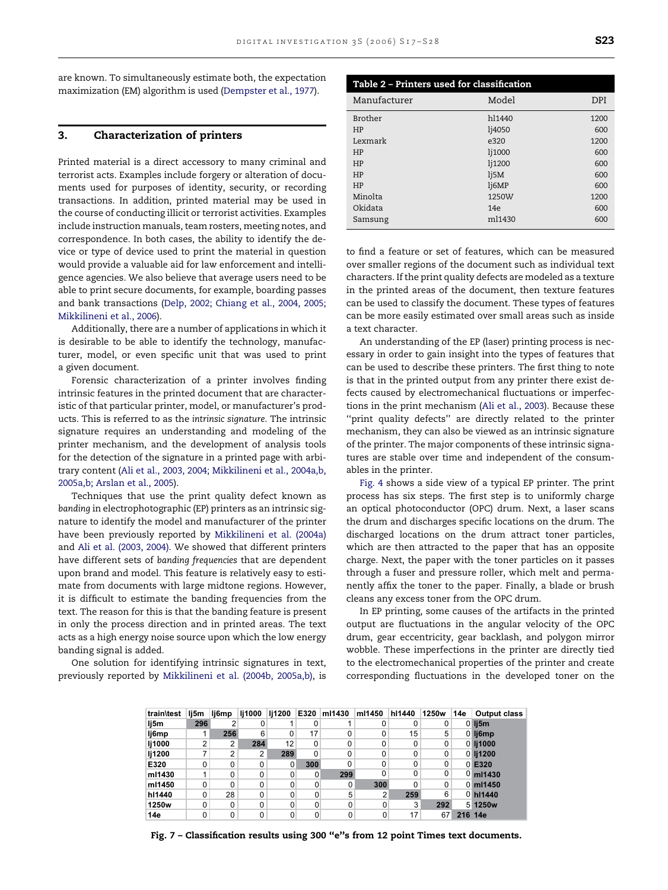are known. To simultaneously estimate both, the expectation maximization (EM) algorithm is used (Dempster et al., 1977).

## 3. Characterization of printers

Printed material is a direct accessory to many criminal and terrorist acts. Examples include forgery or alteration of documents used for purposes of identity, security, or recording transactions. In addition, printed material may be used in the course of conducting illicit or terrorist activities. Examples include instruction manuals, team rosters, meeting notes, and correspondence. In both cases, the ability to identify the device or type of device used to print the material in question would provide a valuable aid for law enforcement and intelligence agencies. We also believe that average users need to be able to print secure documents, for example, boarding passes and bank transactions (Delp, 2002; Chiang et al., 2004, 2005; Mikkilineni et al., 2006).

Additionally, there are a number of applications in which it is desirable to be able to identify the technology, manufacturer, model, or even specific unit that was used to print a given document.

Forensic characterization of a printer involves finding intrinsic features in the printed document that are characteristic of that particular printer, model, or manufacturer's products. This is referred to as the *intrinsic signature*. The intrinsic signature requires an understanding and modeling of the printer mechanism, and the development of analysis tools for the detection of the signature in a printed page with arbitrary content (Ali et al., 2003, 2004; Mikkilineni et al., 2004a,b, 2005a,b; Arslan et al., 2005).

Techniques that use the print quality defect known as *banding* in electrophotographic (EP) printers as an intrinsic signature to identify the model and manufacturer of the printer have been previously reported by Mikkilineni et al. (2004a) and Ali et al. (2003, 2004). We showed that different printers have different sets of *banding frequencies* that are dependent upon brand and model. This feature is relatively easy to estimate from documents with large midtone regions. However, it is difficult to estimate the banding frequencies from the text. The reason for this is that the banding feature is present in only the process direction and in printed areas. The text acts as a high energy noise source upon which the low energy banding signal is added.

One solution for identifying intrinsic signatures in text, previously reported by Mikkilineni et al. (2004b, 2005a,b), is to find a feature or set of features, which can be measured over smaller regions of the document such as individual text characters. If the print quality defects are modeled as a texture in the printed areas of the document, then texture features can be used to classify the document. These types of features can be more easily estimated over small areas such as inside a text character.

**Table 2 – Printers used for classification**

| Manufacturer | Model | DPI |
|---|---|---|
| Brother | hl1440 | 1200 |
| HP | lj4050 | 600 |
| Lexmark | e320 | 1200 |
| HP | lj1000 | 600 |
| HP | lj1200 | 600 |
| HP | lj5M | 600 |
| HP | lj6MP | 600 |
| Minolta | 1250W | 1200 |
| Okidata | 14e | 600 |
| Samsung | ml1430 | 600 |

An understanding of the EP (laser) printing process is necessary in order to gain insight into the types of features that can be used to describe these printers. The first thing to note is that in the printed output from any printer there exist defects caused by electromechanical fluctuations or imperfections in the print mechanism (Ali et al., 2003). Because these "print quality defects" are directly related to the printer mechanism, they can also be viewed as an intrinsic signature of the printer. The major components of these intrinsic signatures are stable over time and independent of the consumables in the printer.

Fig. 4 shows a side view of a typical EP printer. The print process has six steps. The first step is to uniformly charge an optical photoconductor (OPC) drum. Next, a laser scans the drum and discharges specific locations on the drum. The discharged locations on the drum attract toner particles, which are then attracted to the paper that has an opposite charge. Next, the paper with the toner particles on it passes through a fuser and pressure roller, which melt and permanently affix the toner to the paper. Finally, a blade or brush cleans any excess toner from the OPC drum.

In EP printing, some causes of the artifacts in the printed output are fluctuations in the angular velocity of the OPC drum, gear eccentricity, gear backlash, and polygon mirror wobble. These imperfections in the printer are directly tied to the electromechanical properties of the printer and create corresponding fluctuations in the developed toner on the

| train\test | lj5m | lj6mp | lj1000 | lj1200 | E320 | ml1430 | ml1450 | hl1440 | 1250w | 14e | Output class |
|---|---|---|---|---|---|---|---|---|---|---|---|
| lj5m | **296** | 2 | 0 | 1 | 0 | 1 | 0 | 0 | 0 | 0 | lj5m |
| lj6mp | 1 | **256** | 6 | 0 | 17 | 0 | 0 | 15 | 5 | 0 | lj6mp |
| lj1000 | 2 | 2 | **284** | 12 | 0 | 0 | 0 | 0 | 0 | 0 | lj1000 |
| lj1200 | 7 | 2 | 2 | **289** | 0 | 0 | 0 | 0 | 0 | 0 | lj1200 |
| E320 | 0 | 0 | 0 | 0 | **300** | 0 | 0 | 0 | 0 | 0 | E320 |
| ml1430 | 1 | 0 | 0 | 0 | 0 | **299** | 0 | 0 | 0 | 0 | ml1430 |
| ml1450 | 0 | 0 | 0 | 0 | 0 | 0 | **300** | 0 | 0 | 0 | ml1450 |
| hl1440 | 0 | 28 | 0 | 0 | 0 | 5 | 2 | **259** | 6 | 0 | hl1440 |
| 1250w | 0 | 0 | 0 | 0 | 0 | 0 | 0 | 3 | **292** | 5 | 1250w |
| 14e | 0 | 0 | 0 | 0 | 0 | 0 | 0 | 17 | 67 | **216** | 14e |

**Fig. 7 – Classification results using 300 "e"s from 12 point Times text documents.**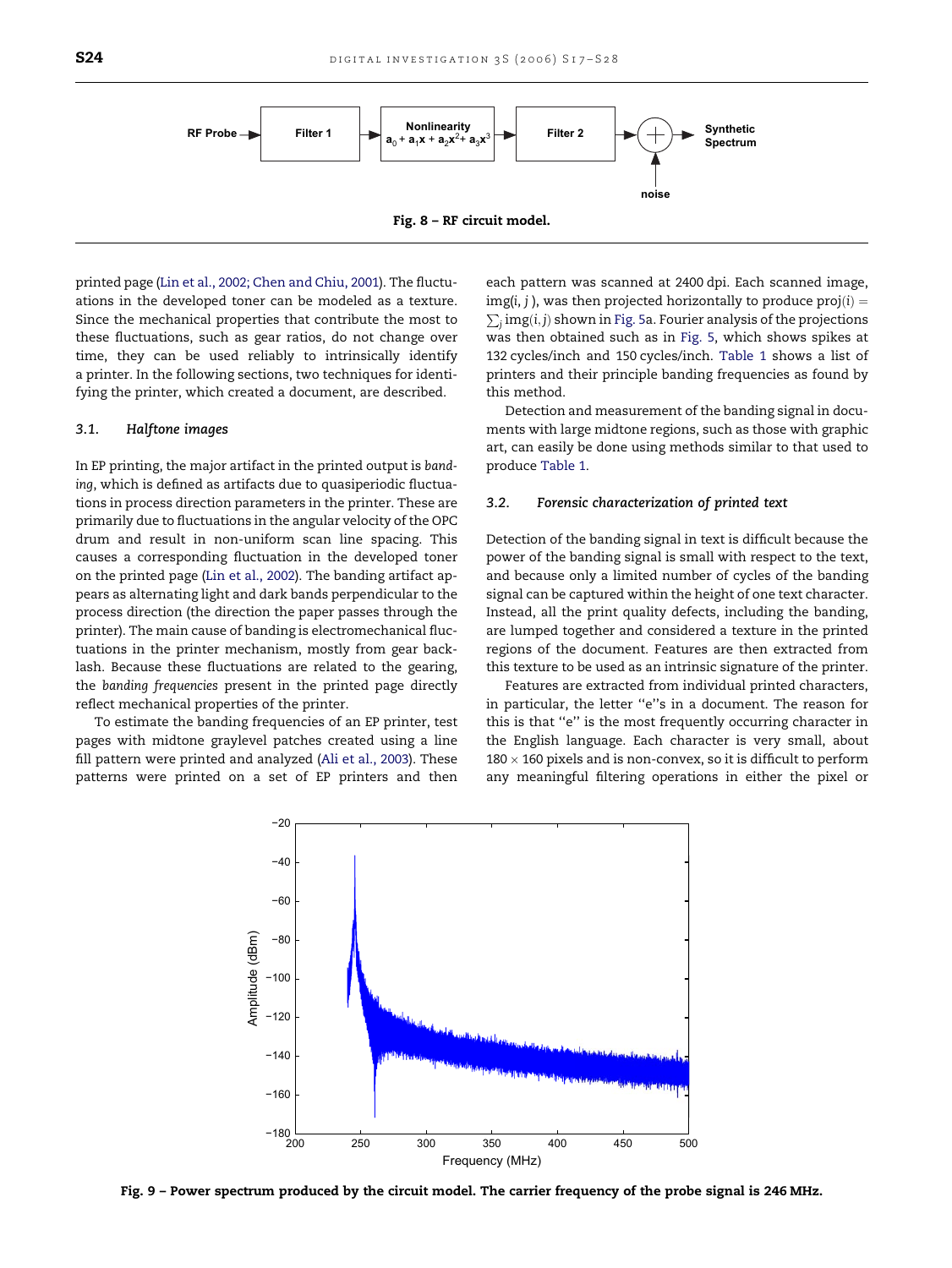Fig. 8 – RF circuit model.

printed page (Lin et al., 2002; Chen and Chiu, 2001). The fluctuations in the developed toner can be modeled as a texture. Since the mechanical properties that contribute the most to these fluctuations, such as gear ratios, do not change over time, they can be used reliably to intrinsically identify a printer. In the following sections, two techniques for identifying the printer, which created a document, are described.

### 3.1. Halftone images

In EP printing, the major artifact in the printed output is *banding*, which is defined as artifacts due to quasiperiodic fluctuations in process direction parameters in the printer. These are primarily due to fluctuations in the angular velocity of the OPC drum and result in non-uniform scan line spacing. This causes a corresponding fluctuation in the developed toner on the printed page (Lin et al., 2002). The banding artifact appears as alternating light and dark bands perpendicular to the process direction (the direction the paper passes through the printer). The main cause of banding is electromechanical fluctuations in the printer mechanism, mostly from gear backlash. Because these fluctuations are related to the gearing, the *banding frequencies* present in the printed page directly reflect mechanical properties of the printer.

To estimate the banding frequencies of an EP printer, test pages with midtone graylevel patches created using a line fill pattern were printed and analyzed (Ali et al., 2003). These patterns were printed on a set of EP printers and then each pattern was scanned at 2400 dpi. Each scanned image, $\text{img}(i, j)$, was then projected horizontally to produce $\text{proj}(i) = \sum_j \text{img}(i, j)$ shown in Fig. 5a. Fourier analysis of the projections was then obtained such as in Fig. 5, which shows spikes at 132 cycles/inch and 150 cycles/inch. Table 1 shows a list of printers and their principle banding frequencies as found by this method.

Detection and measurement of the banding signal in documents with large midtone regions, such as those with graphic art, can easily be done using methods similar to that used to produce Table 1.

### 3.2. Forensic characterization of printed text

Detection of the banding signal in text is difficult because the power of the banding signal is small with respect to the text, and because only a limited number of cycles of the banding signal can be captured within the height of one text character. Instead, all the print quality defects, including the banding, are lumped together and considered a texture in the printed regions of the document. Features are then extracted from this texture to be used as an intrinsic signature of the printer.

Features are extracted from individual printed characters, in particular, the letter "e"s in a document. The reason for this is that "e" is the most frequently occurring character in the English language. Each character is very small, about $180 \times 160$ pixels and is non-convex, so it is difficult to perform any meaningful filtering operations in either the pixel or

**Fig. 9 – Power spectrum produced by the circuit model. The carrier frequency of the probe signal is 246 MHz.**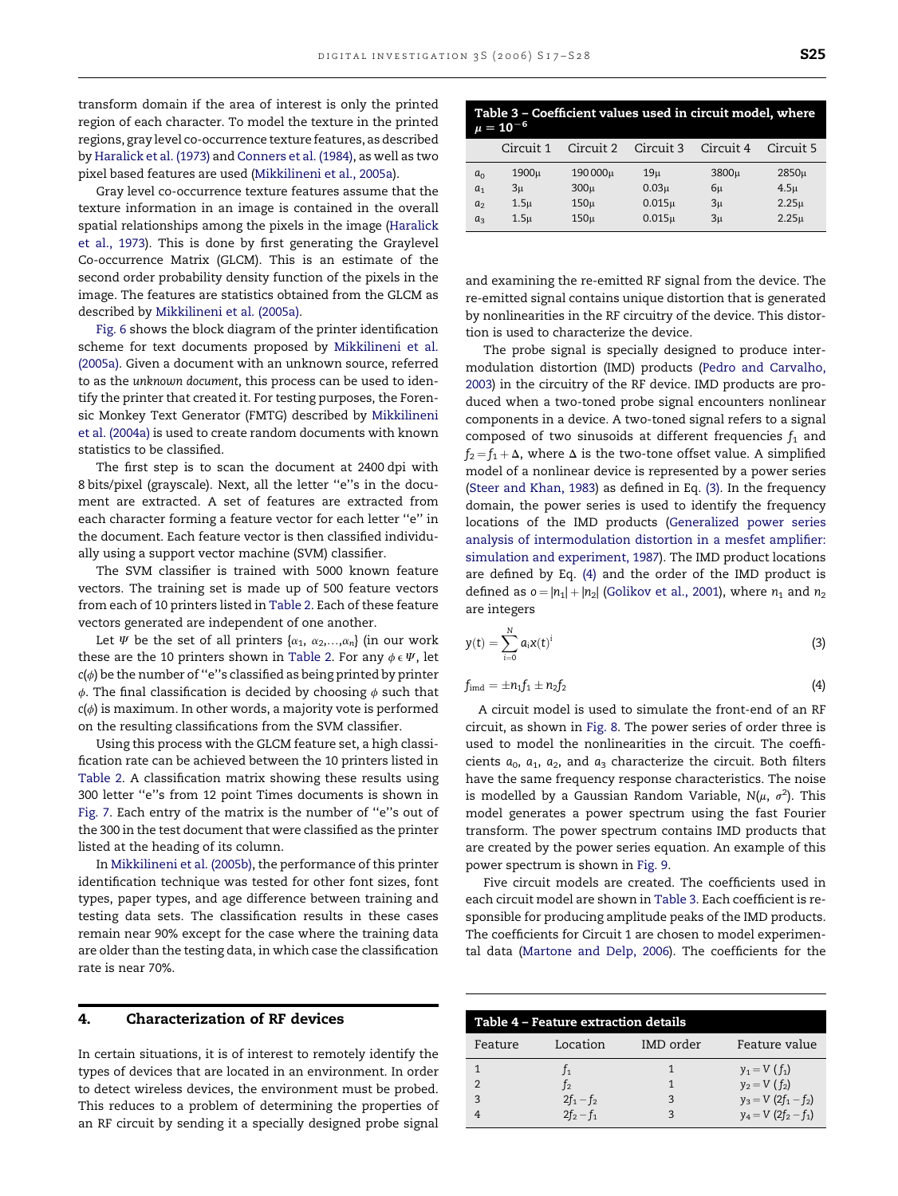transform domain if the area of interest is only the printed regions of each character. To model the texture in the printed regions, gray level co-occurrence texture features, as described by Haralick et al. (1973) and Conners et al. (1984), as well as two pixel based features are used (Mikkilineni et al., 2005a).

Gray level co-occurrence texture features assume that the texture information in an image is contained in the overall spatial relationships among the pixels in the image (Haralick et al., 1973). This is done by first generating the Graylevel Co-occurrence Matrix (GLCM). This is an estimate of the second order probability density function of the pixels in the image. The features are statistics obtained from the GLCM as described by Mikkilineni et al. (2005a).

Fig. 6 shows the block diagram of the printer identification scheme for text documents proposed by Mikkilineni et al. (2005a). Given a document with an unknown source, referred to as the *unknown document*, this process can be used to identify the printer that created it. For testing purposes, the Forensic Monkey Text Generator (FMTG) described by Mikkilineni et al. (2004a) is used to create random documents with known statistics to be classified.

The first step is to scan the document at 2400 dpi with 8 bits/pixel (grayscale). Next, all the letter "e"s in the document are extracted. A set of features are extracted from each character forming a feature vector for each letter "e" in the document. Each feature vector is then classified individually using a support vector machine (SVM) classifier.

The SVM classifier is trained with 5000 known feature vectors. The training set is made up of 500 feature vectors from each of 10 printers listed in Table 2. Each of these feature vectors generated are independent of one another.

Let $\Psi$ be the set of all printers $\{\alpha_1, \alpha_2, \ldots, \alpha_n\}$ (in our work these are the 10 printers shown in Table 2. For any $\phi \in \Psi$, let $c(\phi)$ be the number of "e"s classified as being printed by printer $\phi$. The final classification is decided by choosing $\phi$ such that $c(\phi)$ is maximum. In other words, a majority vote is performed on the resulting classifications from the SVM classifier.

Using this process with the GLCM feature set, a high classification rate can be achieved between the 10 printers listed in Table 2. A classification matrix showing these results using 300 letter "e"s from 12 point Times documents is shown in Fig. 7. Each entry of the matrix is the number of "e"s out of the 300 in the test document that were classified as the printer listed at the heading of its column.

In Mikkilineni et al. (2005b), the performance of this printer identification technique was tested for other font sizes, font types, paper types, and age difference between training and testing data sets. The classification results in these cases remain near 90% except for the case where the training data are older than the testing data, in which case the classification rate is near 70%.

## 4. Characterization of RF devices

In certain situations, it is of interest to remotely identify the types of devices that are located in an environment. In order to detect wireless devices, the environment must be probed. This reduces to a problem of determining the properties of an RF circuit by sending it a specially designed probe signal and examining the re-emitted RF signal from the device. The re-emitted signal contains unique distortion that is generated by nonlinearities in the RF circuitry of the device. This distortion is used to characterize the device.

The probe signal is specially designed to produce intermodulation distortion (IMD) products (Pedro and Carvalho, 2003) in the circuitry of the RF device. IMD products are produced when a two-toned probe signal encounters nonlinear components in a device. A two-toned signal refers to a signal composed of two sinusoids at different frequencies $f_1$ and $f_2 = f_1 + \Delta$, where $\Delta$ is the two-tone offset value. A simplified model of a nonlinear device is represented by a power series (Steer and Khan, 1983) as defined in Eq. (3). In the frequency domain, the power series is used to identify the frequency locations of the IMD products (Generalized power series analysis of intermodulation distortion in a mesfet amplifier: simulation and experiment, 1987). The IMD product locations are defined by Eq. (4) and the order of the IMD product is defined as $o = |n_1| + |n_2|$ (Golikov et al., 2001), where $n_1$ and $n_2$ are integers

$$y(t) = \sum_{i=0}^{N} a_i x(t)^i \tag{3}$$

$$f_{\mathrm{imd}} = \pm n_1 f_1 \pm n_2 f_2 \tag{4}$$

A circuit model is used to simulate the front-end of an RF circuit, as shown in Fig. 8. The power series of order three is used to model the nonlinearities in the circuit. The coefficients $a_0$, $a_1$, $a_2$, and $a_3$ characterize the circuit. Both filters have the same frequency response characteristics. The noise is modelled by a Gaussian Random Variable, $N(\mu, \sigma^2)$. This model generates a power spectrum using the fast Fourier transform. The power spectrum contains IMD products that are created by the power series equation. An example of this power spectrum is shown in Fig. 9.

Five circuit models are created. The coefficients used in each circuit model are shown in Table 3. Each coefficient is responsible for producing amplitude peaks of the IMD products. The coefficients for Circuit 1 are chosen to model experimental data (Martone and Delp, 2006). The coefficients for the

**Table 3 – Coefficient values used in circuit model, where $\mu = 10^{-6}$**

| | Circuit 1 | Circuit 2 | Circuit 3 | Circuit 4 | Circuit 5 |
|---|---|---|---|---|---|
| $a_0$ | 1900μ | 190 000μ | 19μ | 3800μ | 2850μ |
| $a_1$ | 3μ | 300μ | 0.03μ | 6μ | 4.5μ |
| $a_2$ | 1.5μ | 150μ | 0.015μ | 3μ | 2.25μ |
| $a_3$ | 1.5μ | 150μ | 0.015μ | 3μ | 2.25μ |

**Table 4 – Feature extraction details**

| Feature | Location | IMD order | Feature value |
|---|---|---|---|
| 1 | $f_1$ | 1 | $y_1 = V(f_1)$ |
| 2 | $f_2$ | 1 | $y_2 = V(f_2)$ |
| 3 | $2f_1 - f_2$ | 3 | $y_3 = V(2f_1 - f_2)$ |
| 4 | $2f_2 - f_1$ | 3 | $y_4 = V(2f_2 - f_1)$ |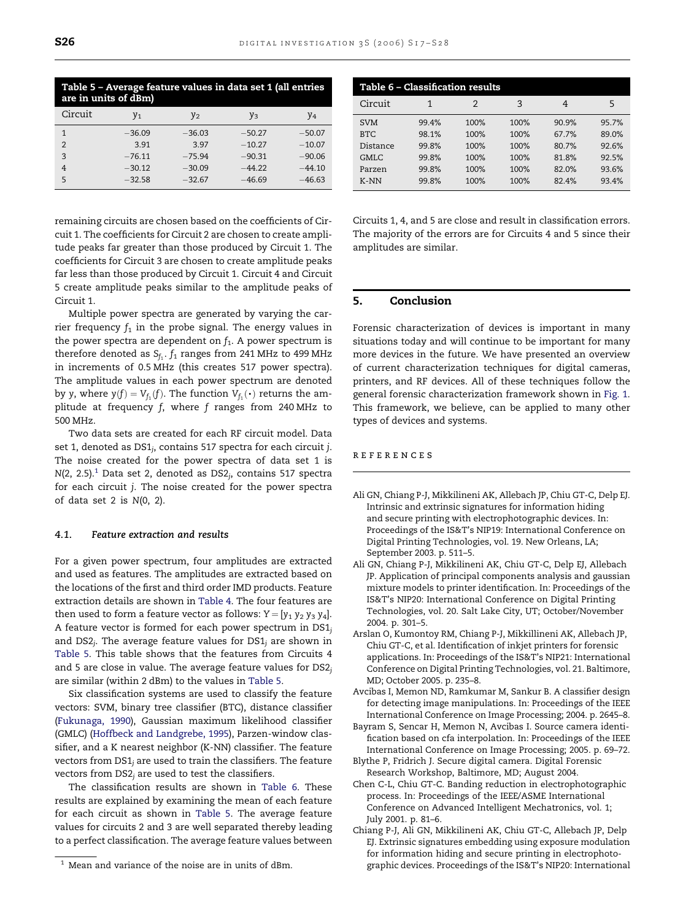**Table 5 – Average feature values in data set 1 (all entries are in units of dBm)**

| Circuit | $y_1$ | $y_2$ | $y_3$ | $y_4$ |
|---|---|---|---|---|
| 1 | −36.09 | −36.03 | −50.27 | −50.07 |
| 2 | 3.91 | 3.97 | −10.27 | −10.07 |
| 3 | −76.11 | −75.94 | −90.31 | −90.06 |
| 4 | −30.12 | −30.09 | −44.22 | −44.10 |
| 5 | −32.58 | −32.67 | −46.69 | −46.63 |

remaining circuits are chosen based on the coefficients of Circuit 1. The coefficients for Circuit 2 are chosen to create amplitude peaks far greater than those produced by Circuit 1. The coefficients for Circuit 3 are chosen to create amplitude peaks far less than those produced by Circuit 1. Circuit 4 and Circuit 5 create amplitude peaks similar to the amplitude peaks of Circuit 1.

Multiple power spectra are generated by varying the carrier frequency $f_1$ in the probe signal. The energy values in the power spectra are dependent on $f_1$. A power spectrum is therefore denoted as $S_{f_1}$. $f_1$ ranges from 241 MHz to 499 MHz in increments of 0.5 MHz (this creates 517 power spectra). The amplitude values in each power spectrum are denoted by $y$, where $y(f) = V_{f_1}(f)$. The function $V_{f_1}(\cdot)$ returns the amplitude at frequency $f$, where $f$ ranges from 240 MHz to 500 MHz.

Two data sets are created for each RF circuit model. Data set 1, denoted as $DS1_j$, contains 517 spectra for each circuit $j$. The noise created for the power spectra of data set 1 is $N(2, 2.5)$.[1] Data set 2, denoted as $DS2_j$, contains 517 spectra for each circuit $j$. The noise created for the power spectra of data set 2 is $N(0, 2)$.

### 4.1. Feature extraction and results

For a given power spectrum, four amplitudes are extracted and used as features. The amplitudes are extracted based on the locations of the first and third order IMD products. Feature extraction details are shown in Table 4. The four features are then used to form a feature vector as follows: $Y = [y_1\ y_2\ y_3\ y_4]$. A feature vector is formed for each power spectrum in $DS1_j$ and $DS2_j$. The average feature values for $DS1_j$ are shown in Table 5. This table shows that the features from Circuits 4 and 5 are close in value. The average feature values for $DS2_j$ are similar (within 2 dBm) to the values in Table 5.

Six classification systems are used to classify the feature vectors: SVM, binary tree classifier (BTC), distance classifier (Fukunaga, 1990), Gaussian maximum likelihood classifier (GMLC) (Hoffbeck and Landgrebe, 1995), Parzen-window classifier, and a K nearest neighbor (K-NN) classifier. The feature vectors from $DS1_j$ are used to train the classifiers. The feature vectors from $DS2_j$ are used to test the classifiers.

The classification results are shown in Table 6. These results are explained by examining the mean of each feature for each circuit as shown in Table 5. The average feature values for circuits 2 and 3 are well separated thereby leading to a perfect classification. The average feature values between Circuits 1, 4, and 5 are close and result in classification errors. The majority of the errors are for Circuits 4 and 5 since their amplitudes are similar.

[1] Mean and variance of the noise are in units of dBm.

**Table 6 – Classification results**

| Circuit | 1 | 2 | 3 | 4 | 5 |
|---|---|---|---|---|---|
| SVM | 99.4% | 100% | 100% | 90.9% | 95.7% |
| BTC | 98.1% | 100% | 100% | 67.7% | 89.0% |
| Distance | 99.8% | 100% | 100% | 80.7% | 92.6% |
| GMLC | 99.8% | 100% | 100% | 81.8% | 92.5% |
| Parzen | 99.8% | 100% | 100% | 82.0% | 93.6% |
| K-NN | 99.8% | 100% | 100% | 82.4% | 93.4% |

## 5. Conclusion

Forensic characterization of devices is important in many situations today and will continue to be important for many more devices in the future. We have presented an overview of current characterization techniques for digital cameras, printers, and RF devices. All of these techniques follow the general forensic characterization framework shown in Fig. 1. This framework, we believe, can be applied to many other types of devices and systems.

## REFERENCES

Ali GN, Chiang P-J, Mikkilineni AK, Allebach JP, Chiu GT-C, Delp EJ. Intrinsic and extrinsic signatures for information hiding and secure printing with electrophotographic devices. In: Proceedings of the IS&T's NIP19: International Conference on Digital Printing Technologies, vol. 19. New Orleans, LA; September 2003. p. 511–5.

Ali GN, Chiang P-J, Mikkilineni AK, Chiu GT-C, Delp EJ, Allebach JP. Application of principal components analysis and gaussian mixture models to printer identification. In: Proceedings of the IS&T's NIP20: International Conference on Digital Printing Technologies, vol. 20. Salt Lake City, UT; October/November 2004. p. 301–5.

Arslan O, Kumontoy RM, Chiang P-J, Mikkillineni AK, Allebach JP, Chiu GT-C, et al. Identification of inkjet printers for forensic applications. In: Proceedings of the IS&T's NIP21: International Conference on Digital Printing Technologies, vol. 21. Baltimore, MD; October 2005. p. 235–8.

Avcibas I, Memon ND, Ramkumar M, Sankur B. A classifier design for detecting image manipulations. In: Proceedings of the IEEE International Conference on Image Processing; 2004. p. 2645–8.

Bayram S, Sencar H, Memon N, Avcibas I. Source camera identification based on cfa interpolation. In: Proceedings of the IEEE International Conference on Image Processing; 2005. p. 69–72.

Blythe P, Fridrich J. Secure digital camera. Digital Forensic Research Workshop, Baltimore, MD; August 2004.

Chen C-L, Chiu GT-C. Banding reduction in electrophotographic process. In: Proceedings of the IEEE/ASME International Conference on Advanced Intelligent Mechatronics, vol. 1; July 2001. p. 81–6.

Chiang P-J, Ali GN, Mikkilineni AK, Chiu GT-C, Allebach JP, Delp EJ. Extrinsic signatures embedding using exposure modulation for information hiding and secure printing in electrophotographic devices. Proceedings of the IS&T's NIP20: International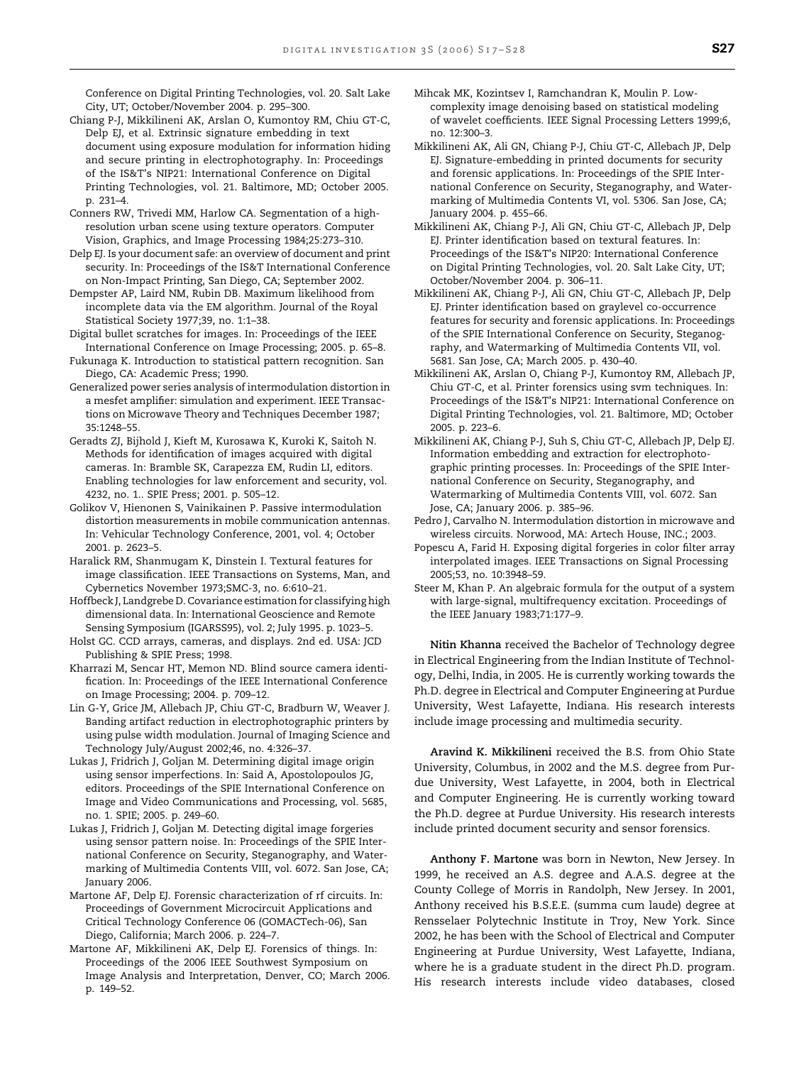Conference on Digital Printing Technologies, vol. 20. Salt Lake City, UT; October/November 2004. p. 295–300.

Chiang P-J, Mikkilineni AK, Arslan O, Kumontoy RM, Chiu GT-C, Delp EJ, et al. Extrinsic signature embedding in text document using exposure modulation for information hiding and secure printing in electrophotography. In: Proceedings of the IS&T's NIP21: International Conference on Digital Printing Technologies, vol. 21. Baltimore, MD; October 2005. p. 231–4.

Conners RW, Trivedi MM, Harlow CA. Segmentation of a high-resolution urban scene using texture operators. Computer Vision, Graphics, and Image Processing 1984;25:273–310.

Delp EJ. Is your document safe: an overview of document and print security. In: Proceedings of the IS&T International Conference on Non-Impact Printing, San Diego, CA; September 2002.

Dempster AP, Laird NM, Rubin DB. Maximum likelihood from incomplete data via the EM algorithm. Journal of the Royal Statistical Society 1977;39, no. 1:1–38.

Digital bullet scratches for images. In: Proceedings of the IEEE International Conference on Image Processing; 2005. p. 65–8.

Fukunaga K. Introduction to statistical pattern recognition. San Diego, CA: Academic Press; 1990.

Generalized power series analysis of intermodulation distortion in a mesfet amplifier: simulation and experiment. IEEE Transactions on Microwave Theory and Techniques December 1987; 35:1248–55.

Geradts ZJ, Bijhold J, Kieft M, Kurosawa K, Kuroki K, Saitoh N. Methods for identification of images acquired with digital cameras. In: Bramble SK, Carapezza EM, Rudin LI, editors. Enabling technologies for law enforcement and security, vol. 4232, no. 1.. SPIE Press; 2001. p. 505–12.

Golikov V, Hienonen S, Vainikainen P. Passive intermodulation distortion measurements in mobile communication antennas. In: Vehicular Technology Conference, 2001, vol. 4; October 2001. p. 2623–5.

Haralick RM, Shanmugam K, Dinstein I. Textural features for image classification. IEEE Transactions on Systems, Man, and Cybernetics November 1973;SMC-3, no. 6:610–21.

Hoffbeck J, Landgrebe D. Covariance estimation for classifying high dimensional data. In: International Geoscience and Remote Sensing Symposium (IGARSS95), vol. 2; July 1995. p. 1023–5.

Holst GC. CCD arrays, cameras, and displays. 2nd ed. USA: JCD Publishing & SPIE Press; 1998.

Kharrazi M, Sencar HT, Memon ND. Blind source camera identification. In: Proceedings of the IEEE International Conference on Image Processing; 2004. p. 709–12.

Lin G-Y, Grice JM, Allebach JP, Chiu GT-C, Bradburn W, Weaver J. Banding artifact reduction in electrophotographic printers by using pulse width modulation. Journal of Imaging Science and Technology July/August 2002;46, no. 4:326–37.

Lukas J, Fridrich J, Goljan M. Determining digital image origin using sensor imperfections. In: Said A, Apostolopoulos JG, editors. Proceedings of the SPIE International Conference on Image and Video Communications and Processing, vol. 5685, no. 1. SPIE; 2005. p. 249–60.

Lukas J, Fridrich J, Goljan M. Detecting digital image forgeries using sensor pattern noise. In: Proceedings of the SPIE International Conference on Security, Steganography, and Watermarking of Multimedia Contents VIII, vol. 6072. San Jose, CA; January 2006.

Martone AF, Delp EJ. Forensic characterization of rf circuits. In: Proceedings of Government Microcircuit Applications and Critical Technology Conference 06 (GOMACTech-06), San Diego, California; March 2006. p. 224–7.

Martone AF, Mikkilineni AK, Delp EJ. Forensics of things. In: Proceedings of the 2006 IEEE Southwest Symposium on Image Analysis and Interpretation, Denver, CO; March 2006. p. 149–52.

Mihcak MK, Kozintsev I, Ramchandran K, Moulin P. Low-complexity image denoising based on statistical modeling of wavelet coefficients. IEEE Signal Processing Letters 1999;6, no. 12:300–3.

Mikkilineni AK, Ali GN, Chiang P-J, Chiu GT-C, Allebach JP, Delp EJ. Signature-embedding in printed documents for security and forensic applications. In: Proceedings of the SPIE International Conference on Security, Steganography, and Watermarking of Multimedia Contents VI, vol. 5306. San Jose, CA; January 2004. p. 455–66.

Mikkilineni AK, Chiang P-J, Ali GN, Chiu GT-C, Allebach JP, Delp EJ. Printer identification based on textural features. In: Proceedings of the IS&T's NIP20: International Conference on Digital Printing Technologies, vol. 20. Salt Lake City, UT; October/November 2004. p. 306–11.

Mikkilineni AK, Chiang P-J, Ali GN, Chiu GT-C, Allebach JP, Delp EJ. Printer identification based on graylevel co-occurrence features for security and forensic applications. In: Proceedings of the SPIE International Conference on Security, Steganography, and Watermarking of Multimedia Contents VII, vol. 5681. San Jose, CA; March 2005. p. 430–40.

Mikkilineni AK, Arslan O, Chiang P-J, Kumontoy RM, Allebach JP, Chiu GT-C, et al. Printer forensics using svm techniques. In: Proceedings of the IS&T's NIP21: International Conference on Digital Printing Technologies, vol. 21. Baltimore, MD; October 2005. p. 223–6.

Mikkilineni AK, Chiang P-J, Suh S, Chiu GT-C, Allebach JP, Delp EJ. Information embedding and extraction for electrophotographic printing processes. In: Proceedings of the SPIE International Conference on Security, Steganography, and Watermarking of Multimedia Contents VIII, vol. 6072. San Jose, CA; January 2006. p. 385–96.

Pedro J, Carvalho N. Intermodulation distortion in microwave and wireless circuits. Norwood, MA: Artech House, INC.; 2003.

Popescu A, Farid H. Exposing digital forgeries in color filter array interpolated images. IEEE Transactions on Signal Processing 2005;53, no. 10:3948–59.

Steer M, Khan P. An algebraic formula for the output of a system with large-signal, multifrequency excitation. Proceedings of the IEEE January 1983;71:177–9.

**Nitin Khanna** received the Bachelor of Technology degree in Electrical Engineering from the Indian Institute of Technology, Delhi, India, in 2005. He is currently working towards the Ph.D. degree in Electrical and Computer Engineering at Purdue University, West Lafayette, Indiana. His research interests include image processing and multimedia security.

**Aravind K. Mikkilineni** received the B.S. from Ohio State University, Columbus, in 2002 and the M.S. degree from Purdue University, West Lafayette, in 2004, both in Electrical and Computer Engineering. He is currently working toward the Ph.D. degree at Purdue University. His research interests include printed document security and sensor forensics.

**Anthony F. Martone** was born in Newton, New Jersey. In 1999, he received an A.S. degree and A.A.S. degree at the County College of Morris in Randolph, New Jersey. In 2001, Anthony received his B.S.E.E. (summa cum laude) degree at Rensselaer Polytechnic Institute in Troy, New York. Since 2002, he has been with the School of Electrical and Computer Engineering at Purdue University, West Lafayette, Indiana, where he is a graduate student in the direct Ph.D. program. His research interests include video databases, closed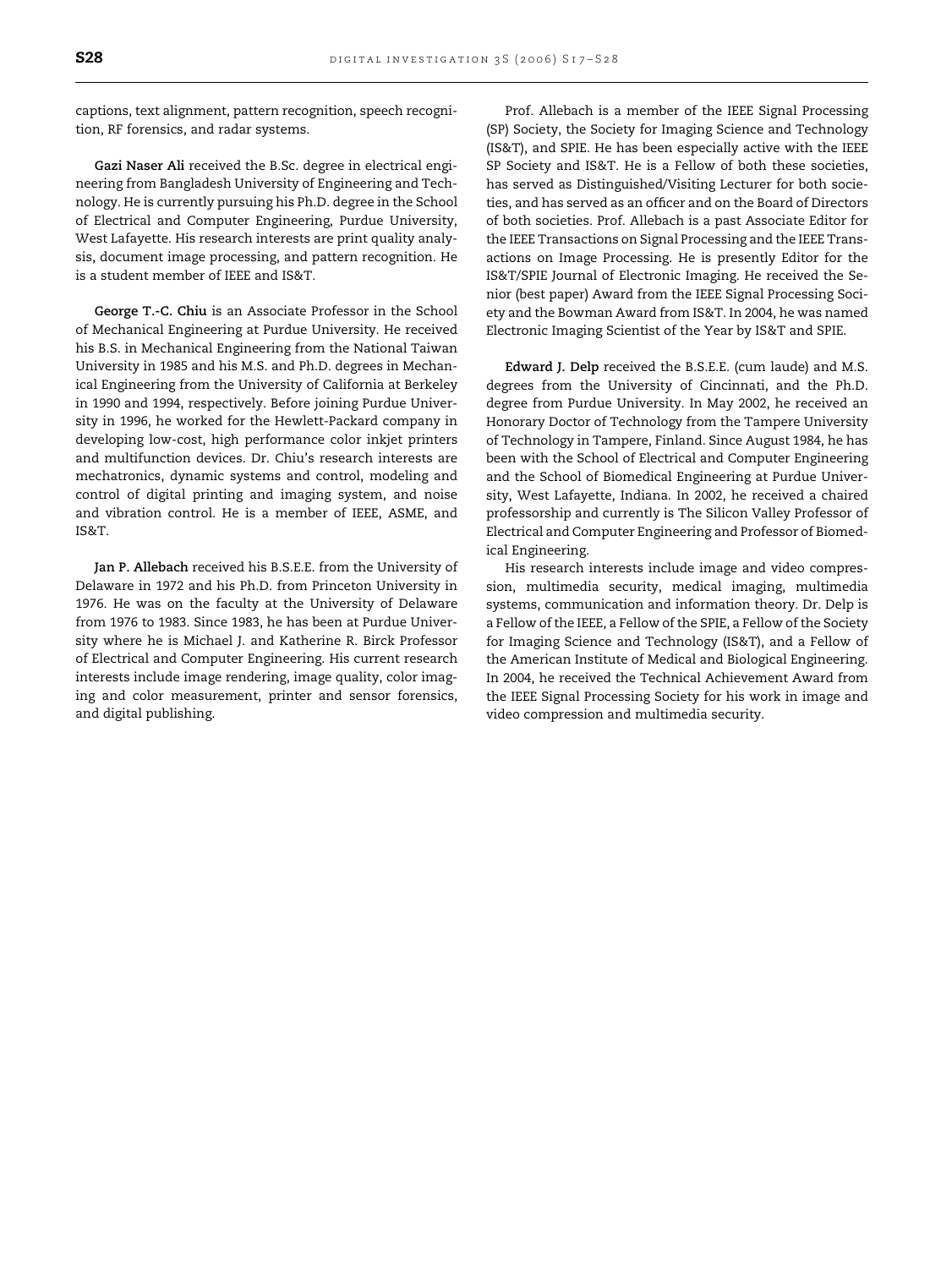captions, text alignment, pattern recognition, speech recognition, RF forensics, and radar systems.

**Gazi Naser Ali** received the B.Sc. degree in electrical engineering from Bangladesh University of Engineering and Technology. He is currently pursuing his Ph.D. degree in the School of Electrical and Computer Engineering, Purdue University, West Lafayette. His research interests are print quality analysis, document image processing, and pattern recognition. He is a student member of IEEE and IS&T.

**George T.-C. Chiu** is an Associate Professor in the School of Mechanical Engineering at Purdue University. He received his B.S. in Mechanical Engineering from the National Taiwan University in 1985 and his M.S. and Ph.D. degrees in Mechanical Engineering from the University of California at Berkeley in 1990 and 1994, respectively. Before joining Purdue University in 1996, he worked for the Hewlett-Packard company in developing low-cost, high performance color inkjet printers and multifunction devices. Dr. Chiu's research interests are mechatronics, dynamic systems and control, modeling and control of digital printing and imaging system, and noise and vibration control. He is a member of IEEE, ASME, and IS&T.

**Jan P. Allebach** received his B.S.E.E. from the University of Delaware in 1972 and his Ph.D. from Princeton University in 1976. He was on the faculty at the University of Delaware from 1976 to 1983. Since 1983, he has been at Purdue University where he is Michael J. and Katherine R. Birck Professor of Electrical and Computer Engineering. His current research interests include image rendering, image quality, color imaging and color measurement, printer and sensor forensics, and digital publishing.

Prof. Allebach is a member of the IEEE Signal Processing (SP) Society, the Society for Imaging Science and Technology (IS&T), and SPIE. He has been especially active with the IEEE SP Society and IS&T. He is a Fellow of both these societies, has served as Distinguished/Visiting Lecturer for both societies, and has served as an officer and on the Board of Directors of both societies. Prof. Allebach is a past Associate Editor for the IEEE Transactions on Signal Processing and the IEEE Transactions on Image Processing. He is presently Editor for the IS&T/SPIE Journal of Electronic Imaging. He received the Senior (best paper) Award from the IEEE Signal Processing Society and the Bowman Award from IS&T. In 2004, he was named Electronic Imaging Scientist of the Year by IS&T and SPIE.

**Edward J. Delp** received the B.S.E.E. (cum laude) and M.S. degrees from the University of Cincinnati, and the Ph.D. degree from Purdue University. In May 2002, he received an Honorary Doctor of Technology from the Tampere University of Technology in Tampere, Finland. Since August 1984, he has been with the School of Electrical and Computer Engineering and the School of Biomedical Engineering at Purdue University, West Lafayette, Indiana. In 2002, he received a chaired professorship and currently is The Silicon Valley Professor of Electrical and Computer Engineering and Professor of Biomedical Engineering.

His research interests include image and video compression, multimedia security, medical imaging, multimedia systems, communication and information theory. Dr. Delp is a Fellow of the IEEE, a Fellow of the SPIE, a Fellow of the Society for Imaging Science and Technology (IS&T), and a Fellow of the American Institute of Medical and Biological Engineering. In 2004, he received the Technical Achievement Award from the IEEE Signal Processing Society for his work in image and video compression and multimedia security.